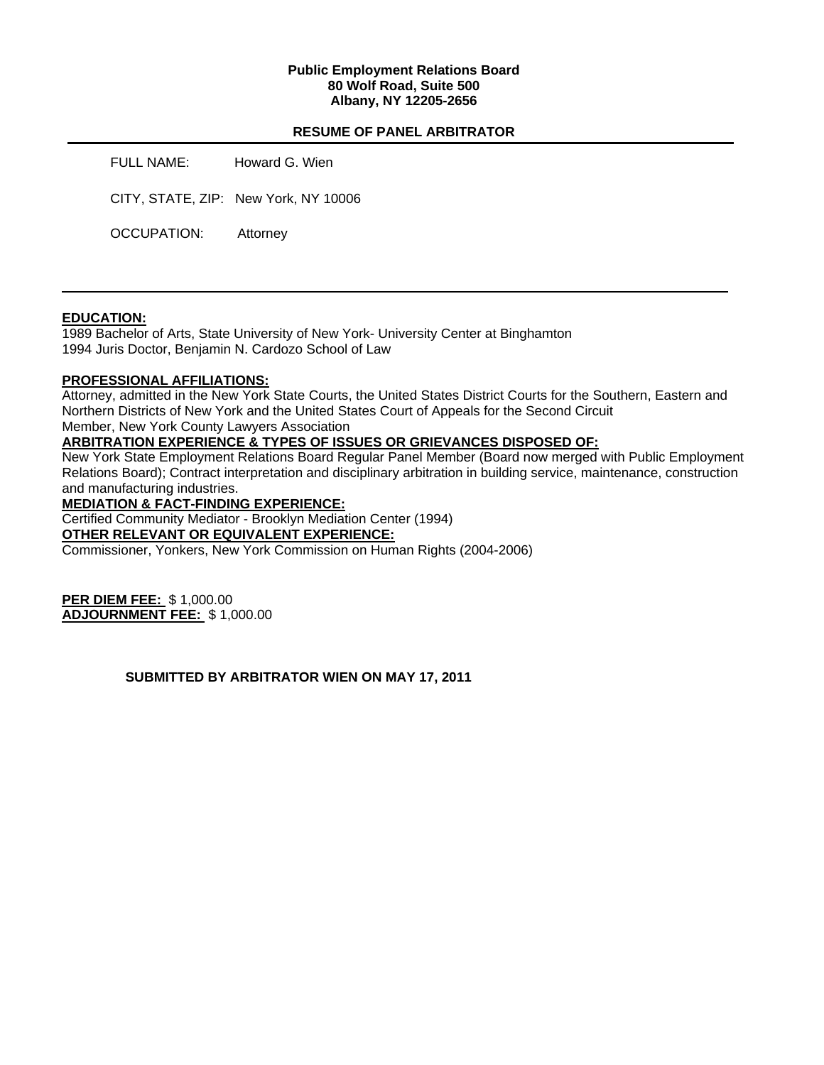**Public Employment Relations Board**
**80 Wolf Road, Suite 500**
**Albany, NY 12205-2656**

## RESUME OF PANEL ARBITRATOR

---

FULL NAME: Howard G. Wien

CITY, STATE, ZIP: New York, NY 10006

OCCUPATION: Attorney

---

**EDUCATION:**
1989 Bachelor of Arts, State University of New York- University Center at Binghamton
1994 Juris Doctor, Benjamin N. Cardozo School of Law

**PROFESSIONAL AFFILIATIONS:**
Attorney, admitted in the New York State Courts, the United States District Courts for the Southern, Eastern and Northern Districts of New York and the United States Court of Appeals for the Second Circuit
Member, New York County Lawyers Association

**ARBITRATION EXPERIENCE & TYPES OF ISSUES OR GRIEVANCES DISPOSED OF:**
New York State Employment Relations Board Regular Panel Member (Board now merged with Public Employment Relations Board); Contract interpretation and disciplinary arbitration in building service, maintenance, construction and manufacturing industries.

**MEDIATION & FACT-FINDING EXPERIENCE:**
Certified Community Mediator - Brooklyn Mediation Center (1994)

**OTHER RELEVANT OR EQUIVALENT EXPERIENCE:**
Commissioner, Yonkers, New York Commission on Human Rights (2004-2006)

**PER DIEM FEE:** $ 1,000.00
**ADJOURNMENT FEE:** $ 1,000.00

**SUBMITTED BY ARBITRATOR WIEN ON MAY 17, 2011**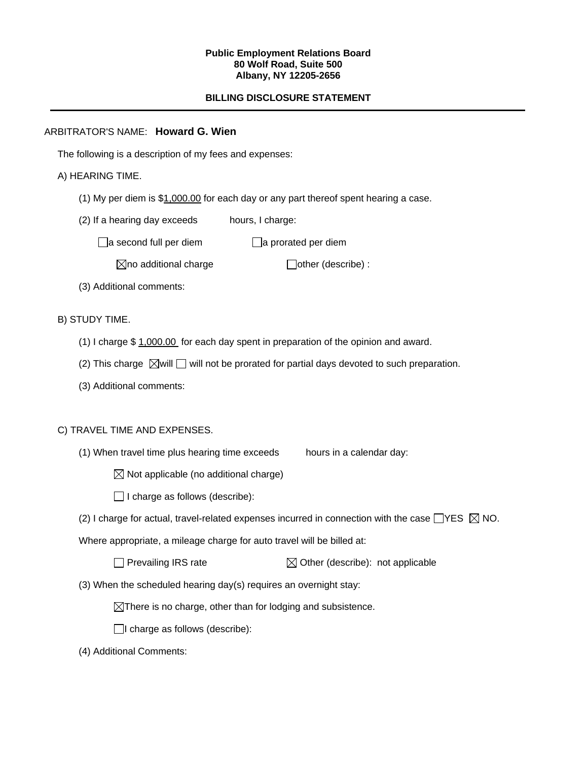**Public Employment Relations Board**
**80 Wolf Road, Suite 500**
**Albany, NY 12205-2656**

**BILLING DISCLOSURE STATEMENT**

---

ARBITRATOR'S NAME: **Howard G. Wien**

The following is a description of my fees and expenses:

A) HEARING TIME.

(1) My per diem is $1,000.00 for each day or any part thereof spent hearing a case.

(2) If a hearing day exceeds hours, I charge:

☐ a second full per diem ☐ a prorated per diem

☒ no additional charge ☐ other (describe) :

(3) Additional comments:

B) STUDY TIME.

(1) I charge $ 1,000.00 for each day spent in preparation of the opinion and award.

(2) This charge ☒ will ☐ will not be prorated for partial days devoted to such preparation.

(3) Additional comments:

C) TRAVEL TIME AND EXPENSES.

(1) When travel time plus hearing time exceeds hours in a calendar day:

☒ Not applicable (no additional charge)

☐ I charge as follows (describe):

(2) I charge for actual, travel-related expenses incurred in connection with the case ☐ YES ☒ NO.

Where appropriate, a mileage charge for auto travel will be billed at:

☐ Prevailing IRS rate ☒ Other (describe): not applicable

(3) When the scheduled hearing day(s) requires an overnight stay:

☒ There is no charge, other than for lodging and subsistence.

☐ I charge as follows (describe):

(4) Additional Comments: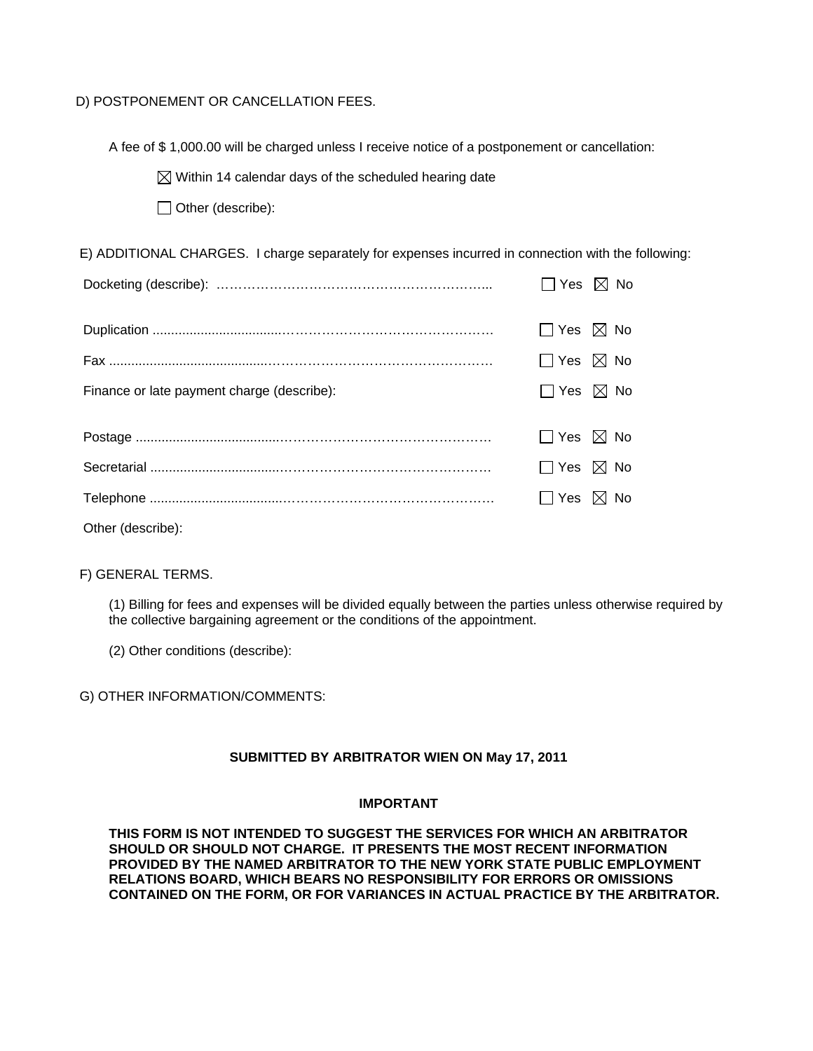D) POSTPONEMENT OR CANCELLATION FEES.

A fee of $ 1,000.00 will be charged unless I receive notice of a postponement or cancellation:

☒ Within 14 calendar days of the scheduled hearing date

☐ Other (describe):

E) ADDITIONAL CHARGES. I charge separately for expenses incurred in connection with the following:

| | |
|---|---|
| Docketing (describe): …………………………………………………... | ☐ Yes ☒ No |
| Duplication ………………………………………………………………… | ☐ Yes ☒ No |
| Fax ………………………………………………………………………… | ☐ Yes ☒ No |
| Finance or late payment charge (describe): | ☐ Yes ☒ No |
| Postage …………………………………………………………………… | ☐ Yes ☒ No |
| Secretarial ………………………………………………………………… | ☐ Yes ☒ No |
| Telephone ………………………………………………………………… | ☐ Yes ☒ No |

Other (describe):

F) GENERAL TERMS.

(1) Billing for fees and expenses will be divided equally between the parties unless otherwise required by the collective bargaining agreement or the conditions of the appointment.

(2) Other conditions (describe):

G) OTHER INFORMATION/COMMENTS:

**SUBMITTED BY ARBITRATOR WIEN ON May 17, 2011**

**IMPORTANT**

**THIS FORM IS NOT INTENDED TO SUGGEST THE SERVICES FOR WHICH AN ARBITRATOR SHOULD OR SHOULD NOT CHARGE. IT PRESENTS THE MOST RECENT INFORMATION PROVIDED BY THE NAMED ARBITRATOR TO THE NEW YORK STATE PUBLIC EMPLOYMENT RELATIONS BOARD, WHICH BEARS NO RESPONSIBILITY FOR ERRORS OR OMISSIONS CONTAINED ON THE FORM, OR FOR VARIANCES IN ACTUAL PRACTICE BY THE ARBITRATOR.**